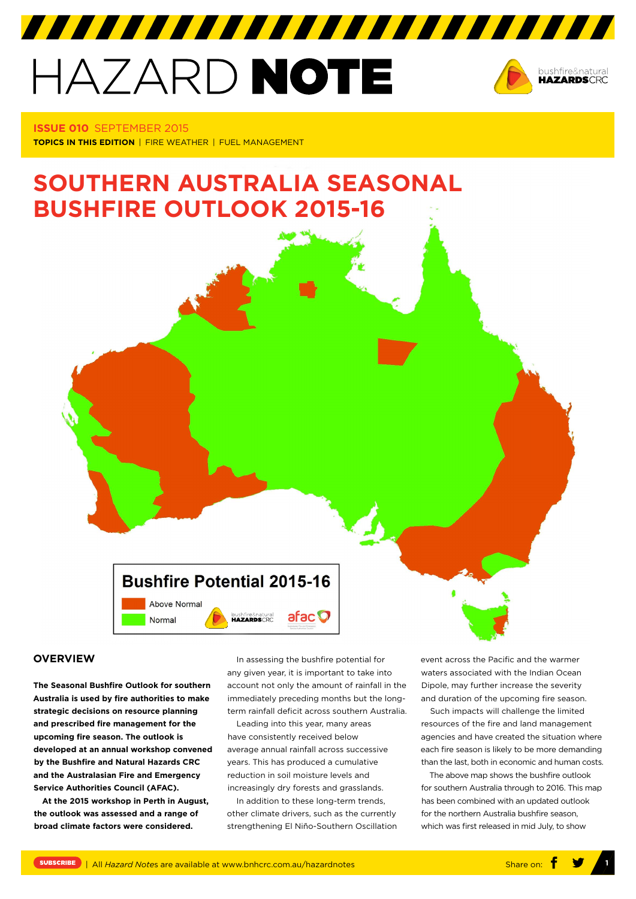# HAZARD NOTE

**ISSUE 010** SEPTEMBER 2015

**TOPICS IN THIS EDITION** | FIRE WEATHER | FUEL MANAGEMENT

## SOUTHERN AUSTRALIA SEASONAL BUSHFIRE OUTLOOK 2015-16

Bushfire Potential 2015-16

Above Normal

Normal

### OVERVIEW

**The Seasonal Bushfire Outlook for southern Australia is used by fire authorities to make strategic decisions on resource planning and prescribed fire management for the upcoming fire season. The outlook is developed at an annual workshop convened by the Bushfire and Natural Hazards CRC and the Australasian Fire and Emergency Service Authorities Council (AFAC).**

**At the 2015 workshop in Perth in August, the outlook was assessed and a range of broad climate factors were considered.**

In assessing the bushfire potential for any given year, it is important to take into account not only the amount of rainfall in the immediately preceding months but the long-term rainfall deficit across southern Australia.

Leading into this year, many areas have consistently received below average annual rainfall across successive years. This has produced a cumulative reduction in soil moisture levels and increasingly dry forests and grasslands.

In addition to these long-term trends, other climate drivers, such as the currently strengthening El Niño-Southern Oscillation event across the Pacific and the warmer waters associated with the Indian Ocean Dipole, may further increase the severity and duration of the upcoming fire season.

Such impacts will challenge the limited resources of the fire and land management agencies and have created the situation where each fire season is likely to be more demanding than the last, both in economic and human costs.

The above map shows the bushfire outlook for southern Australia through to 2016. This map has been combined with an updated outlook for the northern Australia bushfire season, which was first released in mid July, to show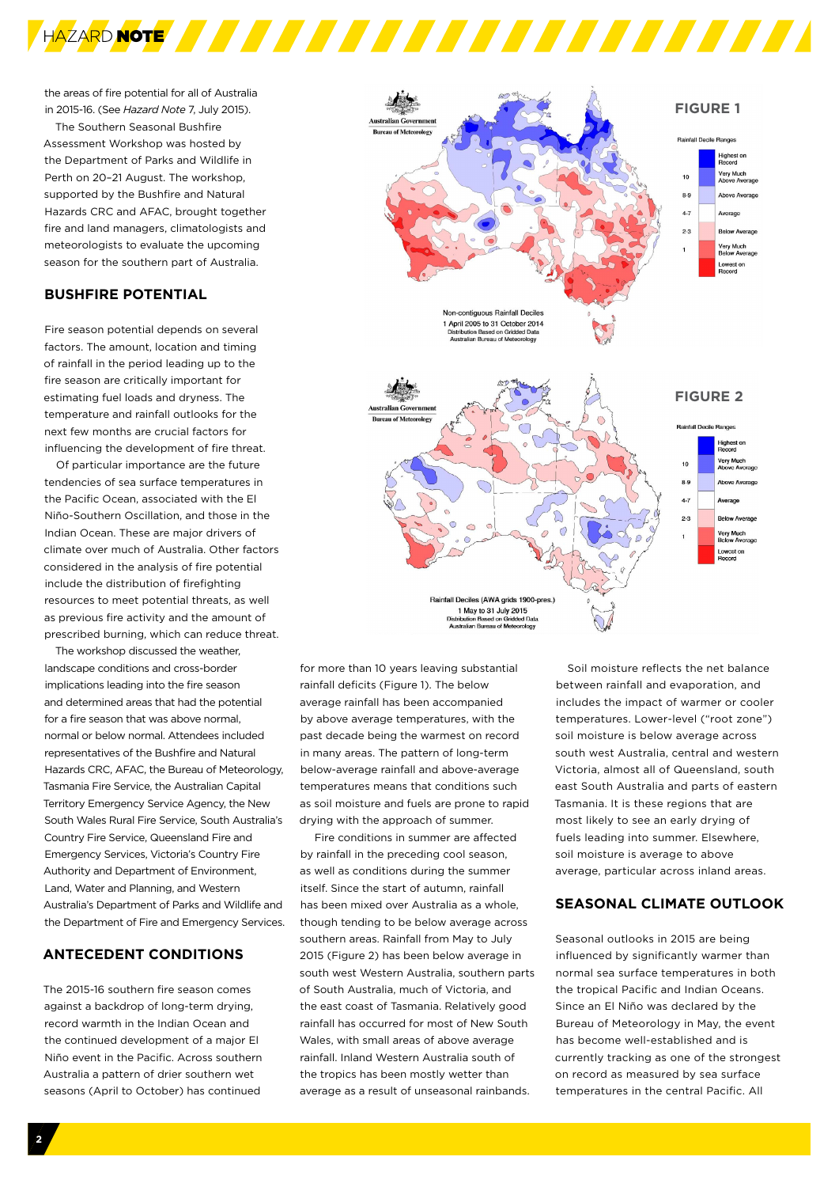the areas of fire potential for all of Australia in 2015-16. (See *Hazard Note* 7, July 2015).

The Southern Seasonal Bushfire Assessment Workshop was hosted by the Department of Parks and Wildlife in Perth on 20–21 August. The workshop, supported by the Bushfire and Natural Hazards CRC and AFAC, brought together fire and land managers, climatologists and meteorologists to evaluate the upcoming season for the southern part of Australia.

## BUSHFIRE POTENTIAL

Fire season potential depends on several factors. The amount, location and timing of rainfall in the period leading up to the fire season are critically important for estimating fuel loads and dryness. The temperature and rainfall outlooks for the next few months are crucial factors for influencing the development of fire threat.

Of particular importance are the future tendencies of sea surface temperatures in the Pacific Ocean, associated with the El Niño-Southern Oscillation, and those in the Indian Ocean. These are major drivers of climate over much of Australia. Other factors considered in the analysis of fire potential include the distribution of firefighting resources to meet potential threats, as well as previous fire activity and the amount of prescribed burning, which can reduce threat.

The workshop discussed the weather, landscape conditions and cross-border implications leading into the fire season and determined areas that had the potential for a fire season that was above normal, normal or below normal. Attendees included representatives of the Bushfire and Natural Hazards CRC, AFAC, the Bureau of Meteorology, Tasmania Fire Service, the Australian Capital Territory Emergency Services Agency, the New South Wales Rural Fire Service, South Australia's Country Fire Service, Queensland Fire and Emergency Services, Victoria's Country Fire Authority and Department of Environment, Land, Water and Planning, and Western Australia's Department of Parks and Wildlife and the Department of Fire and Emergency Services.

## ANTECEDENT CONDITIONS

The 2015-16 southern fire season comes against a backdrop of long-term drying, record warmth in the Indian Ocean and the continued development of a major El Niño event in the Pacific. Across southern Australia a pattern of drier southern wet seasons (April to October) has continued for more than 10 years leaving substantial rainfall deficits (Figure 1). The below average rainfall has been accompanied by above average temperatures, with the past decade being the warmest on record in many areas. The pattern of long-term below-average rainfall and above-average temperatures means that conditions such as soil moisture and fuels are prone to rapid drying with the approach of summer.

Fire conditions in summer are affected by rainfall in the preceding cool season, as well as conditions during the summer itself. Since the start of autumn, rainfall has been mixed over Australia as a whole, though tending to be below average across southern areas. Rainfall from May to July 2015 (Figure 2) has been below average in south west Western Australia, southern parts of South Australia, much of Victoria, and the east coast of Tasmania. Relatively good rainfall has occurred for most of New South Wales, with small areas of above average rainfall. Inland Western Australia south of the tropics has been mostly wetter than average as a result of unseasonal rainbands.

**FIGURE 1**

Non-contiguous Rainfall Deciles
1 April 2005 to 31 October 2014
Distribution Based on Gridded Data
Australian Bureau of Meteorology

**FIGURE 2**

Rainfall Deciles (AWA grids 1900-pres.)
1 May to 31 July 2015
Distribution Based on Gridded Data
Australian Bureau of Meteorology

Soil moisture reflects the net balance between rainfall and evaporation, and includes the impact of warmer or cooler temperatures. Lower-level ("root zone") soil moisture is below average across south west Australia, central and western Victoria, almost all of Queensland, south east South Australia and parts of eastern Tasmania. It is these regions that are most likely to see an early drying of fuels leading into summer. Elsewhere, soil moisture is average to above average, particular across inland areas.

## SEASONAL CLIMATE OUTLOOK

Seasonal outlooks in 2015 are being influenced by significantly warmer than normal sea surface temperatures in both the tropical Pacific and Indian Oceans. Since an El Niño was declared by the Bureau of Meteorology in May, the event has become well-established and is currently tracking as one of the strongest on record as measured by sea surface temperatures in the central Pacific. All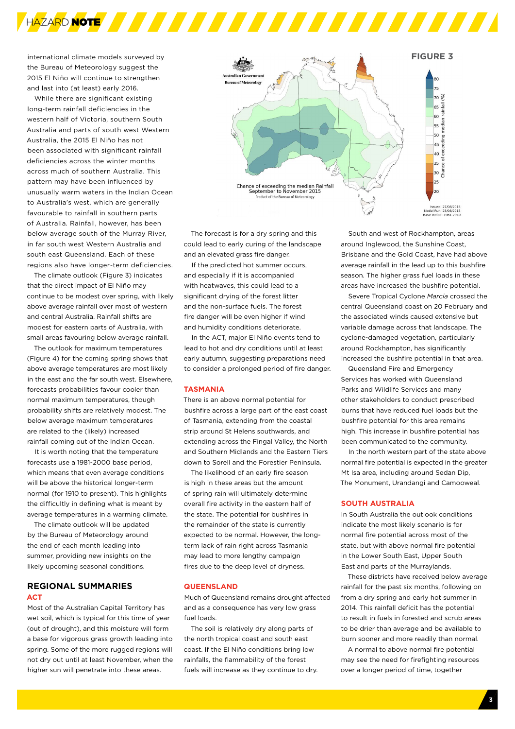international climate models surveyed by the Bureau of Meteorology suggest the 2015 El Niño will continue to strengthen and last into (at least) early 2016.

While there are significant existing long-term rainfall deficiencies in the western half of Victoria, southern South Australia and parts of south west Western Australia, the 2015 El Niño has not been associated with significant rainfall deficiencies across the winter months across much of southern Australia. This pattern may have been influenced by unusually warm waters in the Indian Ocean to Australia's west, which are generally favourable to rainfall in southern parts of Australia. Rainfall, however, has been below average south of the Murray River, in far south west Western Australia and south east Queensland. Each of these regions also have longer-term deficiencies.

The climate outlook (Figure 3) indicates that the direct impact of El Niño may continue to be modest over spring, with likely above average rainfall over most of western and central Australia. Rainfall shifts are modest for eastern parts of Australia, with small areas favouring below average rainfall.

The outlook for maximum temperatures (Figure 4) for the coming spring shows that above average temperatures are most likely in the east and the far south west. Elsewhere, forecasts probabilities favour cooler than normal maximum temperatures, though probability shifts are relatively modest. The below average maximum temperatures are related to the (likely) increased rainfall coming out of the Indian Ocean.

It is worth noting that the temperature forecasts use a 1981-2000 base period, which means that even average conditions will be above the historical longer-term normal (for 1910 to present). This highlights the difficultly in defining what is meant by average temperatures in a warming climate.

The climate outlook will be updated by the Bureau of Meteorology around the end of each month leading into summer, providing new insights on the likely upcoming seasonal conditions.

**FIGURE 3**

Australian Government Bureau of Meteorology

Chance of exceeding the median Rainfall September to November 2015

Product of the Bureau of Meteorology

Chance of exceeding median rainfall (%): 80, 75, 70, 65, 60, 55, 50, 45, 40, 35, 30, 25, 20

Issued: 27/08/2015
Model Run: 23/08/2015
Base Period: 1981-2010

## REGIONAL SUMMARIES

### ACT

Most of the Australian Capital Territory has wet soil, which is typical for this time of year (out of drought), and this moisture will form a base for vigorous grass growth leading into spring. Some of the more rugged regions will not dry out until at least November, when the higher sun will penetrate into these areas.

The forecast is for a dry spring and this could lead to early curing of the landscape and an elevated grass fire danger.

If the predicted hot summer occurs, and especially if it is accompanied with heatwaves, this could lead to a significant drying of the forest litter and the non-surface fuels. The forest fire danger will be even higher if wind and humidity conditions deteriorate.

In the ACT, major El Niño events tend to lead to hot and dry conditions until at least early autumn, suggesting preparations need to consider a prolonged period of fire danger.

### TASMANIA

There is an above normal potential for bushfire across a large part of the east coast of Tasmania, extending from the coastal strip around St Helens southwards, and extending across the Fingal Valley, the North and Southern Midlands and the Eastern Tiers down to Sorell and the Forestier Peninsula.

The likelihood of an early fire season is high in these areas but the amount of spring rain will ultimately determine overall fire activity in the eastern half of the state. The potential for bushfires in the remainder of the state is currently expected to be normal. However, the long-term lack of rain right across Tasmania may lead to more lengthy campaign fires due to the deep level of dryness.

### QUEENSLAND

Much of Queensland remains drought affected and as a consequence has very low grass fuel loads.

The soil is relatively dry along parts of the north tropical coast and south east coast. If the El Niño conditions bring low rainfalls, the flammability of the forest fuels will increase as they continue to dry.

South and west of Rockhampton, areas around Inglewood, the Sunshine Coast, Brisbane and the Gold Coast, have had above average rainfall in the lead up to this bushfire season. The higher grass fuel loads in these areas have increased the bushfire potential.

Severe Tropical Cyclone *Marcia* crossed the central Queensland coast on 20 February and the associated winds caused extensive but variable damage across that landscape. The cyclone-damaged vegetation, particularly around Rockhampton, has significantly increased the bushfire potential in that area.

Queensland Fire and Emergency Services has worked with Queensland Parks and Wildlife Services and many other stakeholders to conduct prescribed burns that have reduced fuel loads but the bushfire potential for this area remains high. This increase in bushfire potential has been communicated to the community.

In the north western part of the state above normal fire potential is expected in the greater Mt Isa area, including around Sedan Dip, The Monument, Urandangi and Camooweal.

### SOUTH AUSTRALIA

In South Australia the outlook conditions indicate the most likely scenario is for normal fire potential across most of the state, but with above normal fire potential in the Lower South East, Upper South East and parts of the Murraylands.

These districts have received below average rainfall for the past six months, following on from a dry spring and early hot summer in 2014. This rainfall deficit has the potential to result in fuels in forested and scrub areas to be drier than average and be available to burn sooner and more readily than normal.

A normal to above normal fire potential may see the need for firefighting resources over a longer period of time, together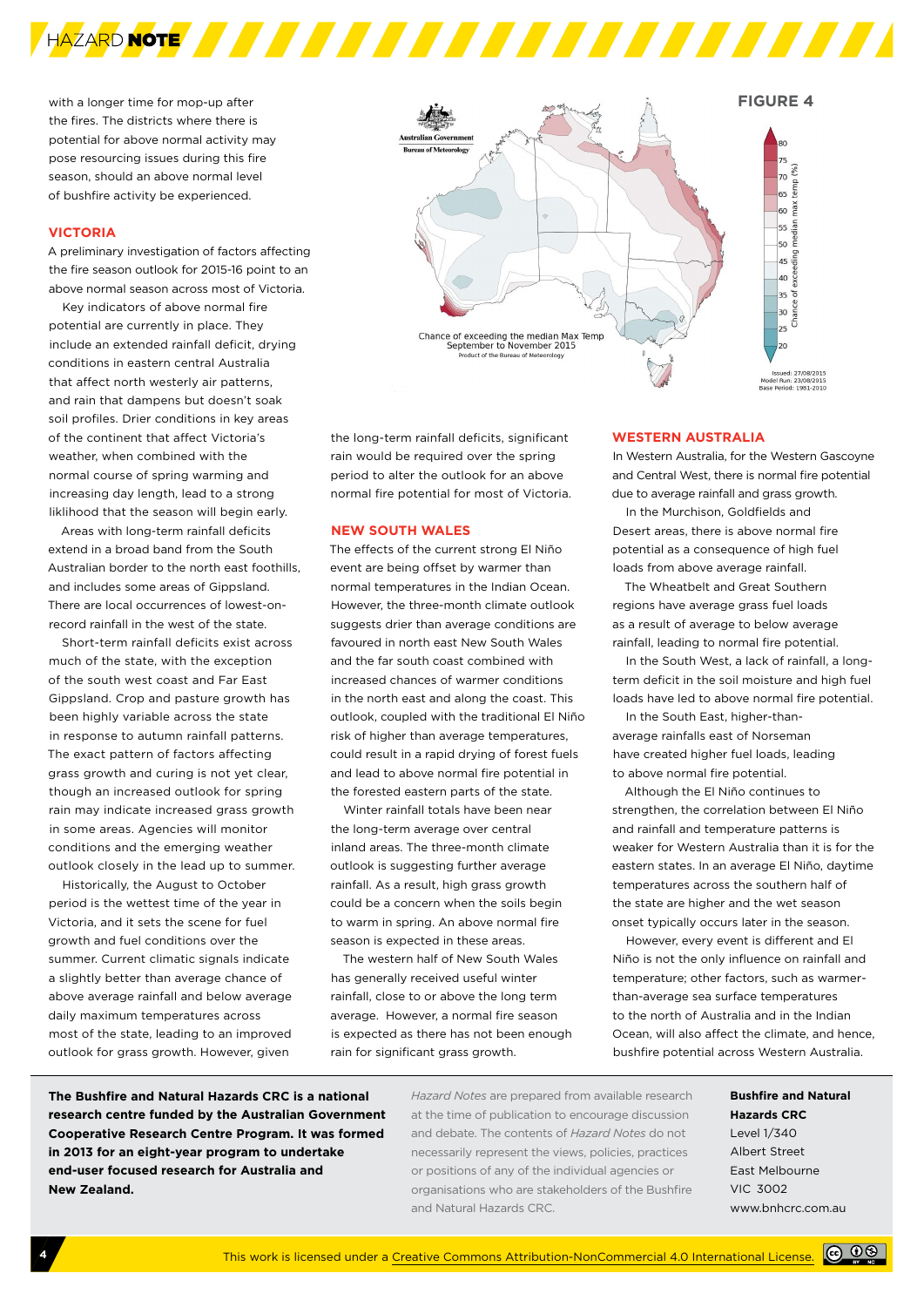with a longer time for mop-up after the fires. The districts where there is potential for above normal activity may pose resourcing issues during this fire season, should an above normal level of bushfire activity be experienced.

## VICTORIA

A preliminary investigation of factors affecting the fire season outlook for 2015-16 point to an above normal season across most of Victoria.

Key indicators of above normal fire potential are currently in place. They include an extended rainfall deficit, drying conditions in eastern central Australia that affect north westerly air patterns, and rain that dampens but doesn't soak soil profiles. Drier conditions in key areas of the continent that affect Victoria's weather, when combined with the normal course of spring warming and increasing day length, lead to a strong liklihood that the season will begin early.

Areas with long-term rainfall deficits extend in a broad band from the South Australian border to the north east foothills, and includes some areas of Gippsland. There are local occurrences of lowest-on-record rainfall in the west of the state.

Short-term rainfall deficits exist across much of the state, with the exception of the south west coast and Far East Gippsland. Crop and pasture growth has been highly variable across the state in response to autumn rainfall patterns. The exact pattern of factors affecting grass growth and curing is not yet clear, though an increased outlook for spring rain may indicate increased grass growth in some areas. Agencies will monitor conditions and the emerging weather outlook closely in the lead up to summer.

Historically, the August to October period is the wettest time of the year in Victoria, and it sets the scene for fuel growth and fuel conditions over the summer. Current climatic signals indicate a slightly better than average chance of above average rainfall and below average daily maximum temperatures across most of the state, leading to an improved outlook for grass growth. However, given the long-term rainfall deficits, significant rain would be required over the spring period to alter the outlook for an above normal fire potential for most of Victoria.

**FIGURE 4**

Australian Government
Bureau of Meteorology

Chance of exceeding the median Max Temp
September to November 2015
Product of the Bureau of Meteorology

Chance of exceeding median max temp (%)
80
75
70
65
60
55
50
45
40
35
30
25
20

Issued: 27/08/2015
Model Run: 23/08/2015
Base Period: 1981-2010

## NEW SOUTH WALES

The effects of the current strong El Niño event are being offset by warmer than normal temperatures in the Indian Ocean. However, the three-month climate outlook suggests drier than average conditions are favoured in north east New South Wales and the far south coast combined with increased chances of warmer conditions in the north east and along the coast. This outlook, coupled with the traditional El Niño risk of higher than average temperatures, could result in a rapid drying of forest fuels and lead to above normal fire potential in the forested eastern parts of the state.

Winter rainfall totals have been near the long-term average over central inland areas. The three-month climate outlook is suggesting further average rainfall. As a result, high grass growth could be a concern when the soils begin to warm in spring. An above normal fire season is expected in these areas.

The western half of New South Wales has generally received winter rainfall, close to or above the long term average. However, a normal fire season is expected as there has not been enough rain for significant grass growth.

## WESTERN AUSTRALIA

In Western Australia, for the Western Gascoyne and Central West, there is normal fire potential due to average rainfall and grass growth.

In the Murchison, Goldfields and Desert areas, there is above normal fire potential as a consequence of high fuel loads from above average rainfall.

The Wheatbelt and Great Southern regions have average grass fuel loads as a result of average to below average rainfall, leading to normal fire potential.

In the South West, a lack of rainfall, a long-term deficit in the soil moisture and high fuel loads have led to above normal fire potential.

In the South East, higher-than-average rainfalls east of Norseman have created higher fuel loads, leading to above normal fire potential.

Although the El Niño continues to strengthen, the correlation between El Niño and rainfall and temperature patterns is weaker for Western Australia than it is for the eastern states. In an average El Niño, daytime temperatures across the southern half of the state are higher and the wet season onset typically occurs later in the season.

However, every event is different and El Niño is not the only influence on rainfall and temperature; other factors, such as warmer-than-average sea surface temperatures to the north of Australia and in the Indian Ocean, will also affect the climate, and hence, bushfire potential across Western Australia.

**The Bushfire and Natural Hazards CRC is a national research centre funded by the Australian Government Cooperative Research Centre Program. It was formed in 2013 for an eight-year program to undertake end-user focused research for Australia and New Zealand.**

*Hazard Notes* are prepared from available research at the time of publication to encourage discussion and debate. The contents of *Hazard Notes* do not necessarily represent the views, policies, practices or positions of any of the individual agencies or organisations who are stakeholders of the Bushfire and Natural Hazards CRC.

**Bushfire and Natural Hazards CRC**
Level 1/340
Albert Street
East Melbourne
VIC 3002
www.bnhcrc.com.au

This work is licensed under a Creative Commons Attribution-NonCommercial 4.0 International License.